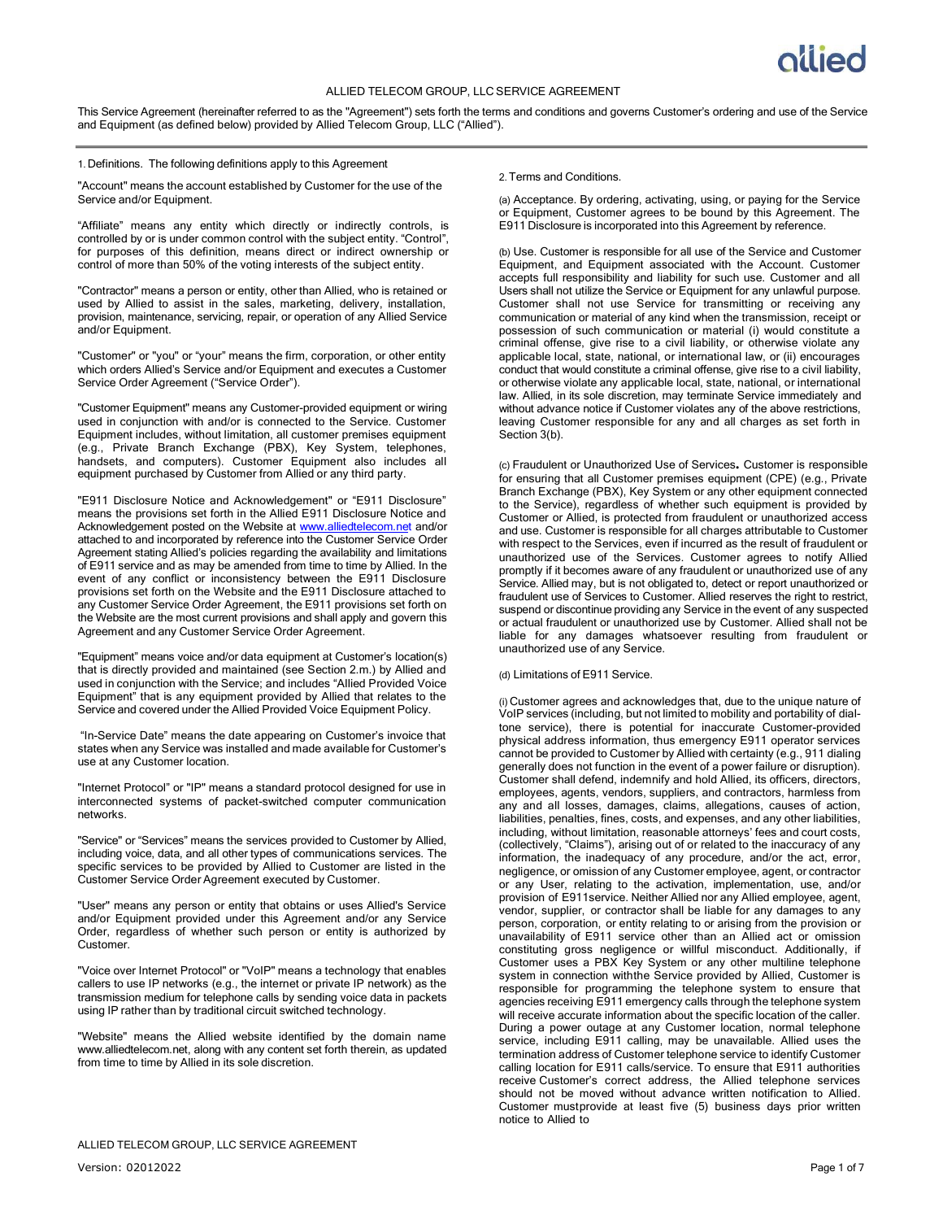# ALLIED TELECOM GROUP, LLC SERVICE AGREEMENT

This Service Agreement (hereinafter referred to as the "Agreement") sets forth the terms and conditions and governs Customer's ordering and use of the Service and Equipment (as defined below) provided by Allied Telecom Group, LLC ("Allied").

1. Definitions. The following definitions apply to this Agreement

"Account" means the account established by Customer for the use of the Service and/or Equipment.

"Affiliate" means any entity which directly or indirectly controls, is controlled by or is under common control with the subject entity. "Control", for purposes of this definition, means direct or indirect ownership or control of more than 50% of the voting interests of the subject entity.

"Contractor" means a person or entity, other than Allied, who is retained or used by Allied to assist in the sales, marketing, delivery, installation, provision, maintenance, servicing, repair, or operation of any Allied Service and/or Equipment.

"Customer" or "you" or "your" means the firm, corporation, or other entity which orders Allied's Service and/or Equipment and executes a Customer Service Order Agreement ("Service Order").

"Customer Equipment" means any Customer-provided equipment or wiring used in conjunction with and/or is connected to the Service. Customer Equipment includes, without limitation, all customer premises equipment (e.g., Private Branch Exchange (PBX), Key System, telephones, handsets, and computers). Customer Equipment also includes all equipment purchased by Customer from Allied or any third party.

"E911 Disclosure Notice and Acknowledgement" or "E911 Disclosure" means the provisions set forth in the Allied E911 Disclosure Notice and Acknowledgement posted on the Website at www.alliedtelecom.net and/or attached to and incorporated by reference into the Customer Service Order Agreement stating Allied's policies regarding the availability and limitations of E911 service and as may be amended from time to time by Allied. In the event of any conflict or inconsistency between the E911 Disclosure provisions set forth on the Website and the E911 Disclosure attached to any Customer Service Order Agreement, the E911 provisions set forth on the Website are the most current provisions and shall apply and govern this Agreement and any Customer Service Order Agreement.

"Equipment" means voice and/or data equipment at Customer's location(s) that is directly provided and maintained (see Section 2.m.) by Allied and used in conjunction with the Service; and includes "Allied Provided Voice Equipment" that is any equipment provided by Allied that relates to the Service and covered under the Allied Provided Voice Equipment Policy.

"In-Service Date" means the date appearing on Customer's invoice that states when any Service was installed and made available for Customer's use at any Customer location.

"Internet Protocol" or "IP" means a standard protocol designed for use in interconnected systems of packet-switched computer communication networks.

"Service" or "Services" means the services provided to Customer by Allied, including voice, data, and all other types of communications services. The specific services to be provided by Allied to Customer are listed in the Customer Service Order Agreement executed by Customer.

"User" means any person or entity that obtains or uses Allied's Service and/or Equipment provided under this Agreement and/or any Service Order, regardless of whether such person or entity is authorized by Customer.

"Voice over Internet Protocol" or "VoIP" means a technology that enables callers to use IP networks (e.g., the internet or private IP network) as the transmission medium for telephone calls by sending voice data in packets using IP rather than by traditional circuit switched technology.

"Website" means the Allied website identified by the domain name www.alliedtelecom.net, along with any content set forth therein, as updated from time to time by Allied in its sole discretion.

2. Terms and Conditions.

(a) Acceptance. By ordering, activating, using, or paying for the Service or Equipment, Customer agrees to be bound by this Agreement. The E911 Disclosure is incorporated into this Agreement by reference.

(b) Use. Customer is responsible for all use of the Service and Customer Equipment, and Equipment associated with the Account. Customer accepts full responsibility and liability for such use. Customer and all Users shall not utilize the Service or Equipment for any unlawful purpose. Customer shall not use Service for transmitting or receiving any communication or material of any kind when the transmission, receipt or possession of such communication or material (i) would constitute a criminal offense, give rise to a civil liability, or otherwise violate any applicable local, state, national, or international law, or (ii) encourages conduct that would constitute a criminal offense, give rise to a civil liability, or otherwise violate any applicable local, state, national, or international law. Allied, in its sole discretion, may terminate Service immediately and without advance notice if Customer violates any of the above restrictions, leaving Customer responsible for any and all charges as set forth in Section 3(b).

(c) Fraudulent or Unauthorized Use of Services**.** Customer is responsible for ensuring that all Customer premises equipment (CPE) (e.g., Private Branch Exchange (PBX), Key System or any other equipment connected to the Service), regardless of whether such equipment is provided by Customer or Allied, is protected from fraudulent or unauthorized access and use. Customer is responsible for all charges attributable to Customer with respect to the Services, even if incurred as the result of fraudulent or unauthorized use of the Services. Customer agrees to notify Allied promptly if it becomes aware of any fraudulent or unauthorized use of any Service. Allied may, but is not obligated to, detect or report unauthorized or fraudulent use of Services to Customer. Allied reserves the right to restrict, suspend or discontinue providing any Service in the event of any suspected or actual fraudulent or unauthorized use by Customer. Allied shall not be liable for any damages whatsoever resulting from fraudulent or unauthorized use of any Service.

(d) Limitations of E911 Service.

(i) Customer agrees and acknowledges that, due to the unique nature of VoIP services (including, but not limited to mobility and portability of dial-tone service), there is potential for inaccurate Customer-provided physical address information, thus emergency E911 operator services cannot be provided to Customer by Allied with certainty (e.g., 911 dialing generally does not function in the event of a power failure or disruption). Customer shall defend, indemnify and hold Allied, its officers, directors, employees, agents, vendors, suppliers, and contractors, harmless from any and all losses, damages, claims, allegations, causes of action, liabilities, penalties, fines, costs, and expenses, and any other liabilities, including, without limitation, reasonable attorneys' fees and court costs, (collectively, "Claims"), arising out of or related to the inaccuracy of any information, the inadequacy of any procedure, and/or the act, error, negligence, or omission of any Customer employee, agent, or contractor or any User, relating to the activation, implementation, use, and/or provision of E911service. Neither Allied nor any Allied employee, agent, vendor, supplier, or contractor shall be liable for any damages to any person, corporation, or entity relating to or arising from the provision or unavailability of E911 service other than an Allied act or omission constituting gross negligence or willful misconduct. Additionally, if Customer uses a PBX Key System or any other multiline telephone system in connection withthe Service provided by Allied, Customer is responsible for programming the telephone system to ensure that agencies receiving E911 emergency calls through the telephone system will receive accurate information about the specific location of the caller. During a power outage at any Customer location, normal telephone service, including E911 calling, may be unavailable. Allied uses the termination address of Customer telephone service to identify Customer calling location for E911 calls/service. To ensure that E911 authorities receive Customer's correct address, the Allied telephone services should not be moved without advance written notification to Allied. Customer mustprovide at least five (5) business days prior written notice to Allied to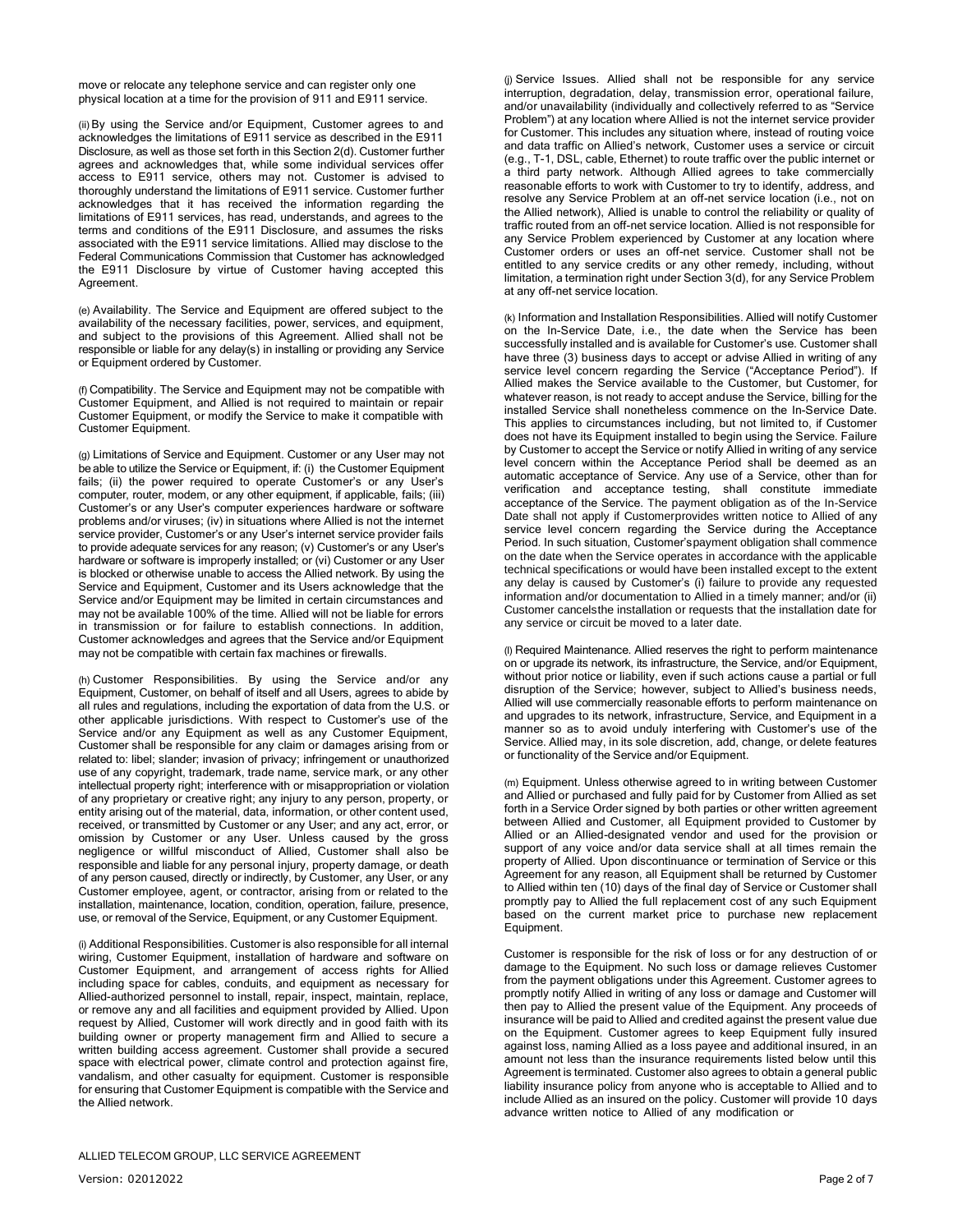move or relocate any telephone service and can register only one physical location at a time for the provision of 911 and E911 service.

(ii) By using the Service and/or Equipment, Customer agrees to and acknowledges the limitations of E911 service as described in the E911 Disclosure, as well as those set forth in this Section 2(d). Customer further agrees and acknowledges that, while some individual services offer access to E911 service, others may not. Customer is advised to thoroughly understand the limitations of E911 service. Customer further acknowledges that it has received the information regarding the limitations of E911 services, has read, understands, and agrees to the terms and conditions of the E911 Disclosure, and assumes the risks associated with the E911 service limitations. Allied may disclose to the Federal Communications Commission that Customer has acknowledged the E911 Disclosure by virtue of Customer having accepted this Agreement.

(e) Availability. The Service and Equipment are offered subject to the availability of the necessary facilities, power, services, and equipment, and subject to the provisions of this Agreement. Allied shall not be responsible or liable for any delay(s) in installing or providing any Service or Equipment ordered by Customer.

(f) Compatibility. The Service and Equipment may not be compatible with Customer Equipment, and Allied is not required to maintain or repair Customer Equipment, or modify the Service to make it compatible with Customer Equipment.

(g) Limitations of Service and Equipment. Customer or any User may not be able to utilize the Service or Equipment, if: (i) the Customer Equipment fails; (ii) the power required to operate Customer's or any User's computer, router, modem, or any other equipment, if applicable, fails; (iii) Customer's or any User's computer experiences hardware or software problems and/or viruses; (iv) in situations where Allied is not the internet service provider, Customer's or any User's internet service provider fails to provide adequate services for any reason; (v) Customer's or any User's hardware or software is improperly installed; or (vi) Customer or any User is blocked or otherwise unable to access the Allied network. By using the Service and Equipment, Customer and its Users acknowledge that the Service and/or Equipment may be limited in certain circumstances and may not be available 100% of the time. Allied will not be liable for errors in transmission or for failure to establish connections. In addition, Customer acknowledges and agrees that the Service and/or Equipment may not be compatible with certain fax machines or firewalls.

(h) Customer Responsibilities. By using the Service and/or any Equipment, Customer, on behalf of itself and all Users, agrees to abide by all rules and regulations, including the exportation of data from the U.S. or other applicable jurisdictions. With respect to Customer's use of the Service and/or any Equipment as well as any Customer Equipment, Customer shall be responsible for any claim or damages arising from or related to: libel; slander; invasion of privacy; infringement or unauthorized use of any copyright, trademark, trade name, service mark, or any other intellectual property right; interference with or misappropriation or violation of any proprietary or creative right; any injury to any person, property, or entity arising out of the material, data, information, or other content used, received, or transmitted by Customer or any User; and any act, error, or omission by Customer or any User. Unless caused by the gross negligence or willful misconduct of Allied, Customer shall also be responsible and liable for any personal injury, property damage, or death of any person caused, directly or indirectly, by Customer, any User, or any Customer employee, agent, or contractor, arising from or related to the installation, maintenance, location, condition, operation, failure, presence, use, or removal of the Service, Equipment, or any Customer Equipment.

(i) Additional Responsibilities. Customer is also responsible for all internal wiring, Customer Equipment, installation of hardware and software on Customer Equipment, and arrangement of access rights for Allied including space for cables, conduits, and equipment as necessary for Allied-authorized personnel to install, repair, inspect, maintain, replace, or remove any and all facilities and equipment provided by Allied. Upon request by Allied, Customer will work directly and in good faith with its building owner or property management firm and Allied to secure a written building access agreement. Customer shall provide a secured space with electrical power, climate control and protection against fire, vandalism, and other casualty for equipment. Customer is responsible for ensuring that Customer Equipment is compatible with the Service and the Allied network.

(j) Service Issues. Allied shall not be responsible for any service interruption, degradation, delay, transmission error, operational failure, and/or unavailability (individually and collectively referred to as "Service Problem") at any location where Allied is not the internet service provider for Customer. This includes any situation where, instead of routing voice and data traffic on Allied's network, Customer uses a service or circuit (e.g., T-1, DSL, cable, Ethernet) to route traffic over the public internet or a third party network. Although Allied agrees to take commercially reasonable efforts to work with Customer to try to identify, address, and resolve any Service Problem at an off-net service location (i.e., not on the Allied network), Allied is unable to control the reliability or quality of traffic routed from an off-net service location. Allied is not responsible for any Service Problem experienced by Customer at any location where Customer orders or uses an off-net service. Customer shall not be entitled to any service credits or any other remedy, including, without limitation, a termination right under Section 3(d), for any Service Problem at any off-net service location.

(k) Information and Installation Responsibilities. Allied will notify Customer on the In-Service Date, i.e., the date when the Service has been successfully installed and is available for Customer's use. Customer shall have three (3) business days to accept or advise Allied in writing of any service level concern regarding the Service ("Acceptance Period"). If Allied makes the Service available to the Customer, but Customer, for whatever reason, is not ready to accept anduse the Service, billing for the installed Service shall nonetheless commence on the In-Service Date. This applies to circumstances including, but not limited to, if Customer does not have its Equipment installed to begin using the Service. Failure by Customer to accept the Service or notify Allied in writing of any service level concern within the Acceptance Period shall be deemed as an automatic acceptance of Service. Any use of a Service, other than for verification and acceptance testing, shall constitute immediate acceptance of the Service. The payment obligation as of the In-Service Date shall not apply if Customerprovides written notice to Allied of any service level concern regarding the Service during the Acceptance Period. In such situation, Customer'spayment obligation shall commence on the date when the Service operates in accordance with the applicable technical specifications or would have been installed except to the extent any delay is caused by Customer's (i) failure to provide any requested information and/or documentation to Allied in a timely manner; and/or (ii) Customer cancelsthe installation or requests that the installation date for any service or circuit be moved to a later date.

(l) Required Maintenance. Allied reserves the right to perform maintenance on or upgrade its network, its infrastructure, the Service, and/or Equipment, without prior notice or liability, even if such actions cause a partial or full disruption of the Service; however, subject to Allied's business needs, Allied will use commercially reasonable efforts to perform maintenance on and upgrades to its network, infrastructure, Service, and Equipment in a manner so as to avoid unduly interfering with Customer's use of the Service. Allied may, in its sole discretion, add, change, or delete features or functionality of the Service and/or Equipment.

(m) Equipment. Unless otherwise agreed to in writing between Customer and Allied or purchased and fully paid for by Customer from Allied as set forth in a Service Order signed by both parties or other written agreement between Allied and Customer, all Equipment provided to Customer by Allied or an Allied-designated vendor and used for the provision or support of any voice and/or data service shall at all times remain the property of Allied. Upon discontinuance or termination of Service or this Agreement for any reason, all Equipment shall be returned by Customer to Allied within ten (10) days of the final day of Service or Customer shall promptly pay to Allied the full replacement cost of any such Equipment based on the current market price to purchase new replacement Equipment.

Customer is responsible for the risk of loss or for any destruction of or damage to the Equipment. No such loss or damage relieves Customer from the payment obligations under this Agreement. Customer agrees to promptly notify Allied in writing of any loss or damage and Customer will then pay to Allied the present value of the Equipment. Any proceeds of insurance will be paid to Allied and credited against the present value due on the Equipment. Customer agrees to keep Equipment fully insured against loss, naming Allied as a loss payee and additional insured, in an amount not less than the insurance requirements listed below until this Agreement is terminated. Customer also agrees to obtain a general public liability insurance policy from anyone who is acceptable to Allied and to include Allied as an insured on the policy. Customer will provide 10 days advance written notice to Allied of any modification or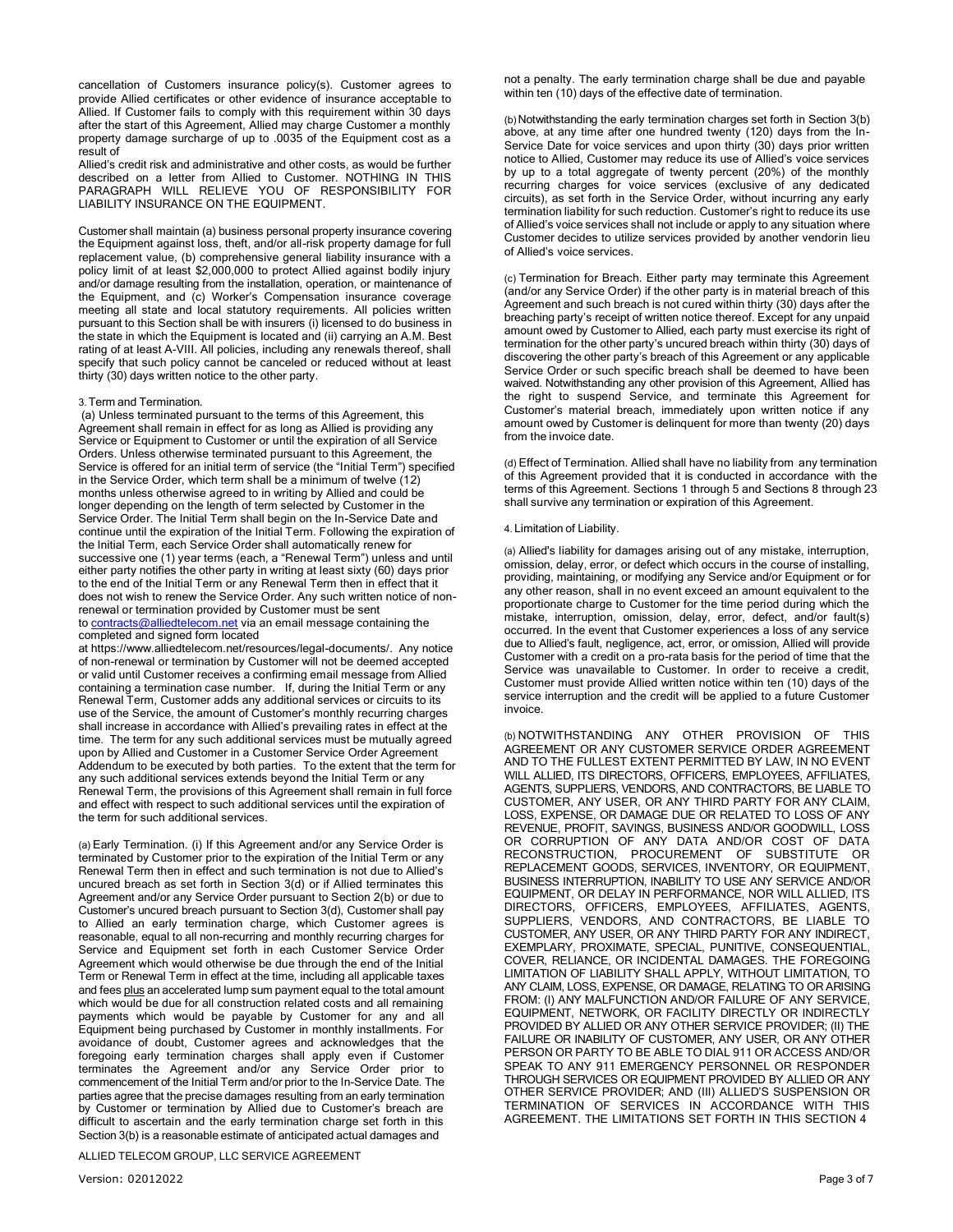cancellation of Customers insurance policy(s). Customer agrees to provide Allied certificates or other evidence of insurance acceptable to Allied. If Customer fails to comply with this requirement within 30 days after the start of this Agreement, Allied may charge Customer a monthly property damage surcharge of up to .0035 of the Equipment cost as a result of

Allied's credit risk and administrative and other costs, as would be further described on a letter from Allied to Customer. NOTHING IN THIS PARAGRAPH WILL RELIEVE YOU OF RESPONSIBILITY FOR LIABILITY INSURANCE ON THE EQUIPMENT.

Customer shall maintain (a) business personal property insurance covering the Equipment against loss, theft, and/or all-risk property damage for full replacement value, (b) comprehensive general liability insurance with a policy limit of at least $2,000,000 to protect Allied against bodily injury and/or damage resulting from the installation, operation, or maintenance of the Equipment, and (c) Worker's Compensation insurance coverage meeting all state and local statutory requirements. All policies written pursuant to this Section shall be with insurers (i) licensed to do business in the state in which the Equipment is located and (ii) carrying an A.M. Best rating of at least A-VIII. All policies, including any renewals thereof, shall specify that such policy cannot be canceled or reduced without at least thirty (30) days written notice to the other party.

3. Term and Termination.

(a) Unless terminated pursuant to the terms of this Agreement, this Agreement shall remain in effect for as long as Allied is providing any Service or Equipment to Customer or until the expiration of all Service Orders. Unless otherwise terminated pursuant to this Agreement, the Service is offered for an initial term of service (the "Initial Term") specified in the Service Order, which term shall be a minimum of twelve (12) months unless otherwise agreed to in writing by Allied and could be longer depending on the length of term selected by Customer in the Service Order. The Initial Term shall begin on the In-Service Date and continue until the expiration of the Initial Term. Following the expiration of the Initial Term, each Service Order shall automatically renew for successive one (1) year terms (each, a "Renewal Term") unless and until either party notifies the other party in writing at least sixty (60) days prior to the end of the Initial Term or any Renewal Term then in effect that it does not wish to renew the Service Order. Any such written notice of non-renewal or termination provided by Customer must be sent to contracts@alliedtelecom.net via an email message containing the completed and signed form located at https://www.alliedtelecom.net/resources/legal-documents/. Any notice of non-renewal or termination by Customer will not be deemed accepted or valid until Customer receives a confirming email message from Allied containing a termination case number. If, during the Initial Term or any Renewal Term, Customer adds any additional services or circuits to its use of the Service, the amount of Customer's monthly recurring charges shall increase in accordance with Allied's prevailing rates in effect at the time. The term for any such additional services must be mutually agreed upon by Allied and Customer in a Customer Service Order Agreement Addendum to be executed by both parties. To the extent that the term for any such additional services extends beyond the Initial Term or any Renewal Term, the provisions of this Agreement shall remain in full force and effect with respect to such additional services until the expiration of the term for such additional services.

(a) Early Termination. (i) If this Agreement and/or any Service Order is terminated by Customer prior to the expiration of the Initial Term or any Renewal Term then in effect and such termination is not due to Allied's uncured breach as set forth in Section 3(d) or if Allied terminates this Agreement and/or any Service Order pursuant to Section 2(b) or due to Customer's uncured breach pursuant to Section 3(d), Customer shall pay to Allied an early termination charge, which Customer agrees is reasonable, equal to all non-recurring and monthly recurring charges for Service and Equipment set forth in each Customer Service Order Agreement which would otherwise be due through the end of the Initial Term or Renewal Term in effect at the time, including all applicable taxes and fees plus an accelerated lump sum payment equal to the total amount which would be due for all construction related costs and all remaining payments which would be payable by Customer for any and all Equipment being purchased by Customer in monthly installments. For avoidance of doubt, Customer agrees and acknowledges that the foregoing early termination charges shall apply even if Customer terminates the Agreement and/or any Service Order prior to commencement of the Initial Term and/or prior to the In-Service Date. The parties agree that the precise damages resulting from an early termination by Customer or termination by Allied due to Customer's breach are difficult to ascertain and the early termination charge set forth in this Section 3(b) is a reasonable estimate of anticipated actual damages and not a penalty. The early termination charge shall be due and payable within ten (10) days of the effective date of termination.

(b) Notwithstanding the early termination charges set forth in Section 3(b) above, at any time after one hundred twenty (120) days from the In-Service Date for voice services and upon thirty (30) days prior written notice to Allied, Customer may reduce its use of Allied's voice services by up to a total aggregate of twenty percent (20%) of the monthly recurring charges for voice services (exclusive of any dedicated circuits), as set forth in the Service Order, without incurring any early termination liability for such reduction. Customer's right to reduce its use of Allied's voice services shall not include or apply to any situation where Customer decides to utilize services provided by another vendorin lieu of Allied's voice services.

(c) Termination for Breach. Either party may terminate this Agreement (and/or any Service Order) if the other party is in material breach of this Agreement and such breach is not cured within thirty (30) days after the breaching party's receipt of written notice thereof. Except for any unpaid amount owed by Customer to Allied, each party must exercise its right of termination for the other party's uncured breach within thirty (30) days of discovering the other party's breach of this Agreement or any applicable Service Order or such specific breach shall be deemed to have been waived. Notwithstanding any other provision of this Agreement, Allied has the right to suspend Service, and terminate this Agreement for Customer's material breach, immediately upon written notice if any amount owed by Customer is delinquent for more than twenty (20) days from the invoice date.

(d) Effect of Termination. Allied shall have no liability from any termination of this Agreement provided that it is conducted in accordance with the terms of this Agreement. Sections 1 through 5 and Sections 8 through 23 shall survive any termination or expiration of this Agreement.

4. Limitation of Liability.

(a) Allied's liability for damages arising out of any mistake, interruption, omission, delay, error, or defect which occurs in the course of installing, providing, maintaining, or modifying any Service and/or Equipment or for any other reason, shall in no event exceed an amount equivalent to the proportionate charge to Customer for the time period during which the mistake, interruption, omission, delay, error, defect, and/or fault(s) occurred. In the event that Customer experiences a loss of any service due to Allied's fault, negligence, act, error, or omission, Allied will provide Customer with a credit on a pro-rata basis for the period of time that the Service was unavailable to Customer. In order to receive a credit, Customer must provide Allied written notice within ten (10) days of the service interruption and the credit will be applied to a future Customer invoice.

(b) NOTWITHSTANDING ANY OTHER PROVISION OF THIS AGREEMENT OR ANY CUSTOMER SERVICE ORDER AGREEMENT AND TO THE FULLEST EXTENT PERMITTED BY LAW, IN NO EVENT WILL ALLIED, ITS DIRECTORS, OFFICERS, EMPLOYEES, AFFILIATES, AGENTS, SUPPLIERS, VENDORS, AND CONTRACTORS, BE LIABLE TO CUSTOMER, ANY USER, OR ANY THIRD PARTY FOR ANY CLAIM, LOSS, EXPENSE, OR DAMAGE DUE OR RELATED TO LOSS OF ANY REVENUE, PROFIT, SAVINGS, BUSINESS AND/OR GOODWILL, LOSS OR CORRUPTION OF ANY DATA AND/OR COST OF DATA RECONSTRUCTION, PROCUREMENT OF SUBSTITUTE OR REPLACEMENT GOODS, SERVICES, INVENTORY, OR EQUIPMENT, BUSINESS INTERRUPTION, INABILITY TO USE ANY SERVICE AND/OR EQUIPMENT, OR DELAY IN PERFORMANCE, NOR WILL ALLIED, ITS DIRECTORS, OFFICERS, EMPLOYEES, AFFILIATES, AGENTS, SUPPLIERS, VENDORS, AND CONTRACTORS, BE LIABLE TO CUSTOMER, ANY USER, OR ANY THIRD PARTY FOR ANY INDIRECT, EXEMPLARY, PROXIMATE, SPECIAL, PUNITIVE, CONSEQUENTIAL, COVER, RELIANCE, OR INCIDENTAL DAMAGES. THE FOREGOING LIMITATION OF LIABILITY SHALL APPLY, WITHOUT LIMITATION, TO ANY CLAIM, LOSS, EXPENSE, OR DAMAGE, RELATING TO OR ARISING FROM: (I) ANY MALFUNCTION AND/OR FAILURE OF ANY SERVICE, EQUIPMENT, NETWORK, OR FACILITY DIRECTLY OR INDIRECTLY PROVIDED BY ALLIED OR ANY OTHER SERVICE PROVIDER; (II) THE FAILURE OR INABILITY OF CUSTOMER, ANY USER, OR ANY OTHER PERSON OR PARTY TO BE ABLE TO DIAL 911 OR ACCESS AND/OR SPEAK TO ANY 911 EMERGENCY PERSONNEL OR RESPONDER THROUGH SERVICES OR EQUIPMENT PROVIDED BY ALLIED OR ANY OTHER SERVICE PROVIDER; AND (III) ALLIED'S SUSPENSION OR TERMINATION OF SERVICES IN ACCORDANCE WITH THIS AGREEMENT. THE LIMITATIONS SET FORTH IN THIS SECTION 4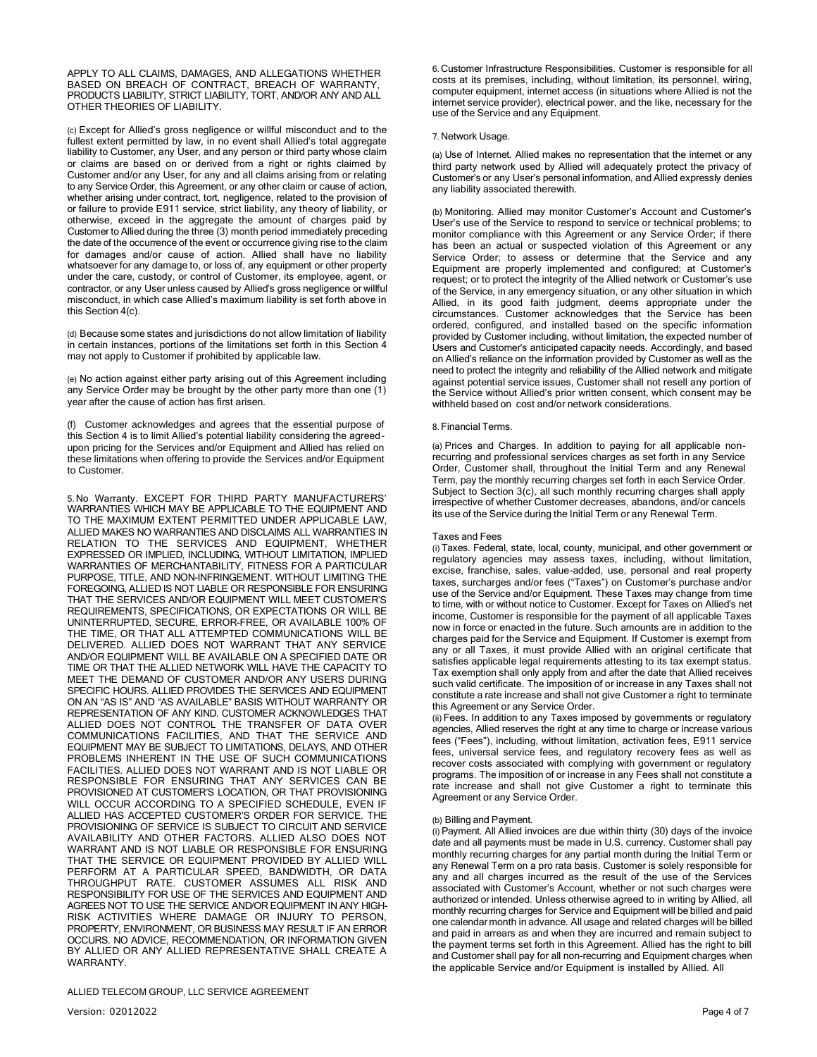APPLY TO ALL CLAIMS, DAMAGES, AND ALLEGATIONS WHETHER BASED ON BREACH OF CONTRACT, BREACH OF WARRANTY, PRODUCTS LIABILITY, STRICT LIABILITY, TORT, AND/OR ANY AND ALL OTHER THEORIES OF LIABILITY.

(c) Except for Allied's gross negligence or willful misconduct and to the fullest extent permitted by law, in no event shall Allied's total aggregate liability to Customer, any User, and any person or third party whose claim or claims are based on or derived from a right or rights claimed by Customer and/or any User, for any and all claims arising from or relating to any Service Order, this Agreement, or any other claim or cause of action, whether arising under contract, tort, negligence, related to the provision of or failure to provide E911 service, strict liability, any theory of liability, or otherwise, exceed in the aggregate the amount of charges paid by Customer to Allied during the three (3) month period immediately preceding the date of the occurrence of the event or occurrence giving rise to the claim for damages and/or cause of action. Allied shall have no liability whatsoever for any damage to, or loss of, any equipment or other property under the care, custody, or control of Customer, its employee, agent, or contractor, or any User unless caused by Allied's gross negligence or willful misconduct, in which case Allied's maximum liability is set forth above in this Section 4(c).

(d) Because some states and jurisdictions do not allow limitation of liability in certain instances, portions of the limitations set forth in this Section 4 may not apply to Customer if prohibited by applicable law.

(e) No action against either party arising out of this Agreement including any Service Order may be brought by the other party more than one (1) year after the cause of action has first arisen.

(f) Customer acknowledges and agrees that the essential purpose of this Section 4 is to limit Allied's potential liability considering the agreed-upon pricing for the Services and/or Equipment and Allied has relied on these limitations when offering to provide the Services and/or Equipment to Customer.

5. No Warranty. EXCEPT FOR THIRD PARTY MANUFACTURERS' WARRANTIES WHICH MAY BE APPLICABLE TO THE EQUIPMENT AND TO THE MAXIMUM EXTENT PERMITTED UNDER APPLICABLE LAW, ALLIED MAKES NO WARRANTIES AND DISCLAIMS ALL WARRANTIES IN RELATION TO THE SERVICES AND EQUIPMENT, WHETHER EXPRESSED OR IMPLIED, INCLUDING, WITHOUT LIMITATION, IMPLIED WARRANTIES OF MERCHANTABILITY, FITNESS FOR A PARTICULAR PURPOSE, TITLE, AND NON-INFRINGEMENT. WITHOUT LIMITING THE FOREGOING, ALLIED IS NOT LIABLE OR RESPONSIBLE FOR ENSURING THAT THE SERVICES AND/OR EQUIPMENT WILL MEET CUSTOMER'S REQUIREMENTS, SPECIFICATIONS, OR EXPECTATIONS OR WILL BE UNINTERRUPTED, SECURE, ERROR-FREE, OR AVAILABLE 100% OF THE TIME, OR THAT ALL ATTEMPTED COMMUNICATIONS WILL BE DELIVERED. ALLIED DOES NOT WARRANT THAT ANY SERVICE AND/OR EQUIPMENT WILL BE AVAILABLE ON A SPECIFIED DATE OR TIME OR THAT THE ALLIED NETWORK WILL HAVE THE CAPACITY TO MEET THE DEMAND OF CUSTOMER AND/OR ANY USERS DURING SPECIFIC HOURS. ALLIED PROVIDES THE SERVICES AND EQUIPMENT ON AN "AS IS" AND "AS AVAILABLE" BASIS WITHOUT WARRANTY OR REPRESENTATION OF ANY KIND. CUSTOMER ACKNOWLEDGES THAT ALLIED DOES NOT CONTROL THE TRANSFER OF DATA OVER COMMUNICATIONS FACILITIES, AND THAT THE SERVICE AND EQUIPMENT MAY BE SUBJECT TO LIMITATIONS, DELAYS, AND OTHER PROBLEMS INHERENT IN THE USE OF SUCH COMMUNICATIONS FACILITIES. ALLIED DOES NOT WARRANT AND IS NOT LIABLE OR RESPONSIBLE FOR ENSURING THAT ANY SERVICES CAN BE PROVISIONED AT CUSTOMER'S LOCATION, OR THAT PROVISIONING WILL OCCUR ACCORDING TO A SPECIFIED SCHEDULE, EVEN IF ALLIED HAS ACCEPTED CUSTOMER'S ORDER FOR SERVICE. THE PROVISIONING OF SERVICE IS SUBJECT TO CIRCUIT AND SERVICE AVAILABILITY AND OTHER FACTORS. ALLIED ALSO DOES NOT WARRANT AND IS NOT LIABLE OR RESPONSIBLE FOR ENSURING THAT THE SERVICE OR EQUIPMENT PROVIDED BY ALLIED WILL PERFORM AT A PARTICULAR SPEED, BANDWIDTH, OR DATA THROUGHPUT RATE. CUSTOMER ASSUMES ALL RISK AND RESPONSIBILITY FOR USE OF THE SERVICES AND EQUIPMENT AND AGREES NOT TO USE THE SERVICE AND/OR EQUIPMENT IN ANY HIGH-RISK ACTIVITIES WHERE DAMAGE OR INJURY TO PERSON, PROPERTY, ENVIRONMENT, OR BUSINESS MAY RESULT IF AN ERROR OCCURS. NO ADVICE, RECOMMENDATION, OR INFORMATION GIVEN BY ALLIED OR ANY ALLIED REPRESENTATIVE SHALL CREATE A WARRANTY.

6. Customer Infrastructure Responsibilities. Customer is responsible for all costs at its premises, including, without limitation, its personnel, wiring, computer equipment, internet access (in situations where Allied is not the internet service provider), electrical power, and the like, necessary for the use of the Service and any Equipment.

7. Network Usage.

(a) Use of Internet. Allied makes no representation that the internet or any third party network used by Allied will adequately protect the privacy of Customer's or any User's personal information, and Allied expressly denies any liability associated therewith.

(b) Monitoring. Allied may monitor Customer's Account and Customer's User's use of the Service to respond to service or technical problems; to monitor compliance with this Agreement or any Service Order; if there has been an actual or suspected violation of this Agreement or any Service Order; to assess or determine that the Service and any Equipment are properly implemented and configured; at Customer's request; or to protect the integrity of the Allied network or Customer's use of the Service, in any emergency situation, or any other situation in which Allied, in its good faith judgment, deems appropriate under the circumstances. Customer acknowledges that the Service has been ordered, configured, and installed based on the specific information provided by Customer including, without limitation, the expected number of Users and Customer's anticipated capacity needs. Accordingly, and based on Allied's reliance on the information provided by Customer as well as the need to protect the integrity and reliability of the Allied network and mitigate against potential service issues, Customer shall not resell any portion of the Service without Allied's prior written consent, which consent may be withheld based on cost and/or network considerations.

8. Financial Terms.

(a) Prices and Charges. In addition to paying for all applicable non-recurring and professional services charges as set forth in any Service Order, Customer shall, throughout the Initial Term and any Renewal Term, pay the monthly recurring charges set forth in each Service Order. Subject to Section 3(c), all such monthly recurring charges shall apply irrespective of whether Customer decreases, abandons, and/or cancels its use of the Service during the Initial Term or any Renewal Term.

Taxes and Fees

(i) Taxes. Federal, state, local, county, municipal, and other government or regulatory agencies may assess taxes, including, without limitation, excise, franchise, sales, value-added, use, personal and real property taxes, surcharges and/or fees ("Taxes") on Customer's purchase and/or use of the Service and/or Equipment. These Taxes may change from time to time, with or without notice to Customer. Except for Taxes on Allied's net income, Customer is responsible for the payment of all applicable Taxes now in force or enacted in the future. Such amounts are in addition to the charges paid for the Service and Equipment. If Customer is exempt from any or all Taxes, it must provide Allied with an original certificate that satisfies applicable legal requirements attesting to its tax exempt status. Tax exemption shall only apply from and after the date that Allied receives such valid certificate. The imposition of or increase in any Taxes shall not constitute a rate increase and shall not give Customer a right to terminate this Agreement or any Service Order.

(ii) Fees. In addition to any Taxes imposed by governments or regulatory agencies, Allied reserves the right at any time to charge or increase various fees ("Fees"), including, without limitation, activation fees, E911 service fees, universal service fees, and regulatory recovery fees as well as recover costs associated with complying with government or regulatory programs. The imposition of or increase in any Fees shall not constitute a rate increase and shall not give Customer a right to terminate this Agreement or any Service Order.

(b) Billing and Payment.

(i) Payment. All Allied invoices are due within thirty (30) days of the invoice date and all payments must be made in U.S. currency. Customer shall pay monthly recurring charges for any partial month during the Initial Term or any Renewal Term on a pro rata basis. Customer is solely responsible for any and all charges incurred as the result of the use of the Services associated with Customer's Account, whether or not such charges were authorized or intended. Unless otherwise agreed to in writing by Allied, all monthly recurring charges for Service and Equipment will be billed and paid one calendar month in advance. All usage and related charges will be billed and paid in arrears as and when they are incurred and remain subject to the payment terms set forth in this Agreement. Allied has the right to bill and Customer shall pay for all non-recurring and Equipment charges when the applicable Service and/or Equipment is installed by Allied. All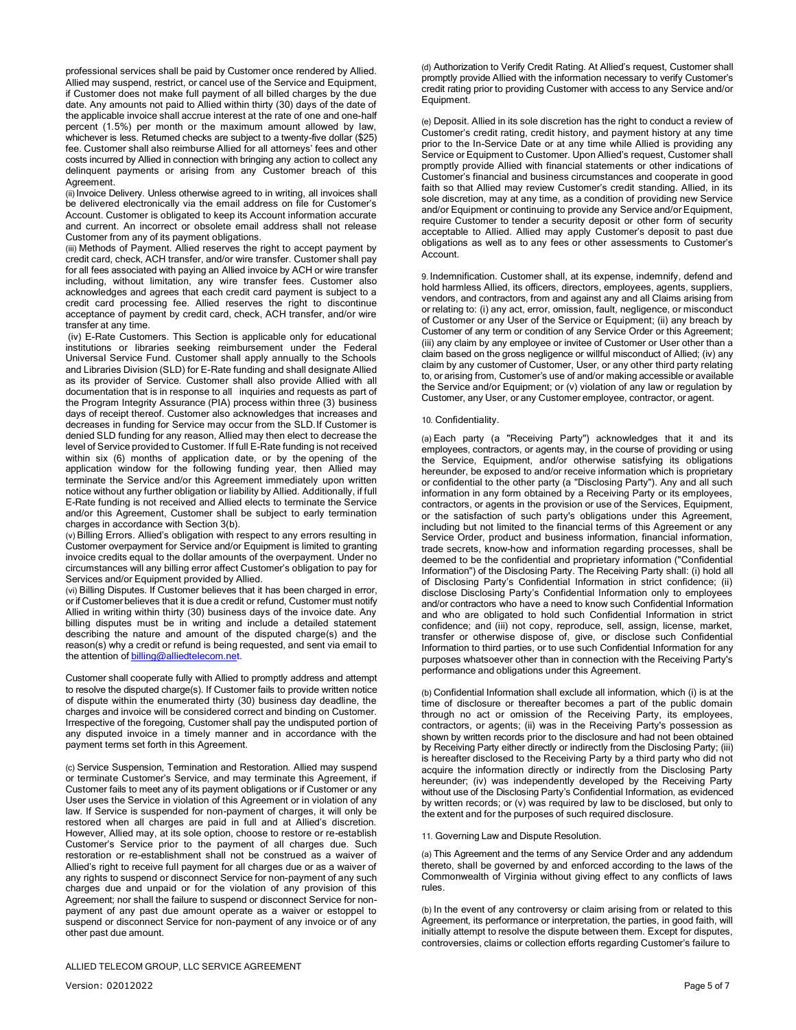professional services shall be paid by Customer once rendered by Allied. Allied may suspend, restrict, or cancel use of the Service and Equipment, if Customer does not make full payment of all billed charges by the due date. Any amounts not paid to Allied within thirty (30) days of the date of the applicable invoice shall accrue interest at the rate of one and one-half percent (1.5%) per month or the maximum amount allowed by law, whichever is less. Returned checks are subject to a twenty-five dollar ($25) fee. Customer shall also reimburse Allied for all attorneys' fees and other costs incurred by Allied in connection with bringing any action to collect any delinquent payments or arising from any Customer breach of this Agreement.

(ii) Invoice Delivery. Unless otherwise agreed to in writing, all invoices shall be delivered electronically via the email address on file for Customer's Account. Customer is obligated to keep its Account information accurate and current. An incorrect or obsolete email address shall not release Customer from any of its payment obligations.

(iii) Methods of Payment. Allied reserves the right to accept payment by credit card, check, ACH transfer, and/or wire transfer. Customer shall pay for all fees associated with paying an Allied invoice by ACH or wire transfer including, without limitation, any wire transfer fees. Customer also acknowledges and agrees that each credit card payment is subject to a credit card processing fee. Allied reserves the right to discontinue acceptance of payment by credit card, check, ACH transfer, and/or wire transfer at any time.

(iv) E-Rate Customers. This Section is applicable only for educational institutions or libraries seeking reimbursement under the Federal Universal Service Fund. Customer shall apply annually to the Schools and Libraries Division (SLD) for E-Rate funding and shall designate Allied as its provider of Service. Customer shall also provide Allied with all documentation that is in response to all inquiries and requests as part of the Program Integrity Assurance (PIA) process within three (3) business days of receipt thereof. Customer also acknowledges that increases and decreases in funding for Service may occur from the SLD. If Customer is denied SLD funding for any reason, Allied may then elect to decrease the level of Service provided to Customer. If full E-Rate funding is not received within six (6) months of application date, or by the opening of the application window for the following funding year, then Allied may terminate the Service and/or this Agreement immediately upon written notice without any further obligation or liability by Allied. Additionally, if full E-Rate funding is not received and Allied elects to terminate the Service and/or this Agreement, Customer shall be subject to early termination charges in accordance with Section 3(b).

(v) Billing Errors. Allied's obligation with respect to any errors resulting in Customer overpayment for Service and/or Equipment is limited to granting invoice credits equal to the dollar amounts of the overpayment. Under no circumstances will any billing error affect Customer's obligation to pay for Services and/or Equipment provided by Allied.

(vi) Billing Disputes. If Customer believes that it has been charged in error, or if Customer believes that it is due a credit or refund, Customer must notify Allied in writing within thirty (30) business days of the invoice date. Any billing disputes must be in writing and include a detailed statement describing the nature and amount of the disputed charge(s) and the reason(s) why a credit or refund is being requested, and sent via email to the attention of billing@alliedtelecom.net.

Customer shall cooperate fully with Allied to promptly address and attempt to resolve the disputed charge(s). If Customer fails to provide written notice of dispute within the enumerated thirty (30) business day deadline, the charges and invoice will be considered correct and binding on Customer. Irrespective of the foregoing, Customer shall pay the undisputed portion of any disputed invoice in a timely manner and in accordance with the payment terms set forth in this Agreement.

(c) Service Suspension, Termination and Restoration. Allied may suspend or terminate Customer's Service, and may terminate this Agreement, if Customer fails to meet any of its payment obligations or if Customer or any User uses the Service in violation of this Agreement or in violation of any law. If Service is suspended for non-payment of charges, it will only be restored when all charges are paid in full and at Allied's discretion. However, Allied may, at its sole option, choose to restore or re-establish Customer's Service prior to the payment of all charges due. Such restoration or re-establishment shall not be construed as a waiver of Allied's right to receive full payment for all charges due or as a waiver of any rights to suspend or disconnect Service for non-payment of any such charges due and unpaid or for the violation of any provision of this Agreement; nor shall the failure to suspend or disconnect Service for non-payment of any past due amount operate as a waiver or estoppel to suspend or disconnect Service for non-payment of any invoice or of any other past due amount.

(d) Authorization to Verify Credit Rating. At Allied's request, Customer shall promptly provide Allied with the information necessary to verify Customer's credit rating prior to providing Customer with access to any Service and/or Equipment.

(e) Deposit. Allied in its sole discretion has the right to conduct a review of Customer's credit rating, credit history, and payment history at any time prior to the In-Service Date or at any time while Allied is providing any Service or Equipment to Customer. Upon Allied's request, Customer shall promptly provide Allied with financial statements or other indications of Customer's financial and business circumstances and cooperate in good faith so that Allied may review Customer's credit standing. Allied, in its sole discretion, may at any time, as a condition of providing new Service and/or Equipment or continuing to provide any Service and/or Equipment, require Customer to tender a security deposit or other form of security acceptable to Allied. Allied may apply Customer's deposit to past due obligations as well as to any fees or other assessments to Customer's Account.

9. Indemnification. Customer shall, at its expense, indemnify, defend and hold harmless Allied, its officers, directors, employees, agents, suppliers, vendors, and contractors, from and against any and all Claims arising from or relating to: (i) any act, error, omission, fault, negligence, or misconduct of Customer or any User of the Service or Equipment; (ii) any breach by Customer of any term or condition of any Service Order or this Agreement; (iii) any claim by any employee or invitee of Customer or User other than a claim based on the gross negligence or willful misconduct of Allied; (iv) any claim by any customer of Customer, User, or any other third party relating to, or arising from, Customer's use of and/or making accessible or available the Service and/or Equipment; or (v) violation of any law or regulation by Customer, any User, or any Customer employee, contractor, or agent.

10. Confidentiality.

(a) Each party (a "Receiving Party") acknowledges that it and its employees, contractors, or agents may, in the course of providing or using the Service, Equipment, and/or otherwise satisfying its obligations hereunder, be exposed to and/or receive information which is proprietary or confidential to the other party (a "Disclosing Party"). Any and all such information in any form obtained by a Receiving Party or its employees, contractors, or agents in the provision or use of the Services, Equipment, or the satisfaction of such party's obligations under this Agreement, including but not limited to the financial terms of this Agreement or any Service Order, product and business information, financial information, trade secrets, know-how and information regarding processes, shall be deemed to be the confidential and proprietary information ("Confidential Information") of the Disclosing Party. The Receiving Party shall: (i) hold all of Disclosing Party's Confidential Information in strict confidence; (ii) disclose Disclosing Party's Confidential Information only to employees and/or contractors who have a need to know such Confidential Information and who are obligated to hold such Confidential Information in strict confidence; and (iii) not copy, reproduce, sell, assign, license, market, transfer or otherwise dispose of, give, or disclose such Confidential Information to third parties, or to use such Confidential Information for any purposes whatsoever other than in connection with the Receiving Party's performance and obligations under this Agreement.

(b) Confidential Information shall exclude all information, which (i) is at the time of disclosure or thereafter becomes a part of the public domain through no act or omission of the Receiving Party, its employees, contractors, or agents; (ii) was in the Receiving Party's possession as shown by written records prior to the disclosure and had not been obtained by Receiving Party either directly or indirectly from the Disclosing Party; (iii) is hereafter disclosed to the Receiving Party by a third party who did not acquire the information directly or indirectly from the Disclosing Party hereunder; (iv) was independently developed by the Receiving Party without use of the Disclosing Party's Confidential Information, as evidenced by written records; or (v) was required by law to be disclosed, but only to the extent and for the purposes of such required disclosure.

11. Governing Law and Dispute Resolution.

(a) This Agreement and the terms of any Service Order and any addendum thereto, shall be governed by and enforced according to the laws of the Commonwealth of Virginia without giving effect to any conflicts of laws rules.

(b) In the event of any controversy or claim arising from or related to this Agreement, its performance or interpretation, the parties, in good faith, will initially attempt to resolve the dispute between them. Except for disputes, controversies, claims or collection efforts regarding Customer's failure to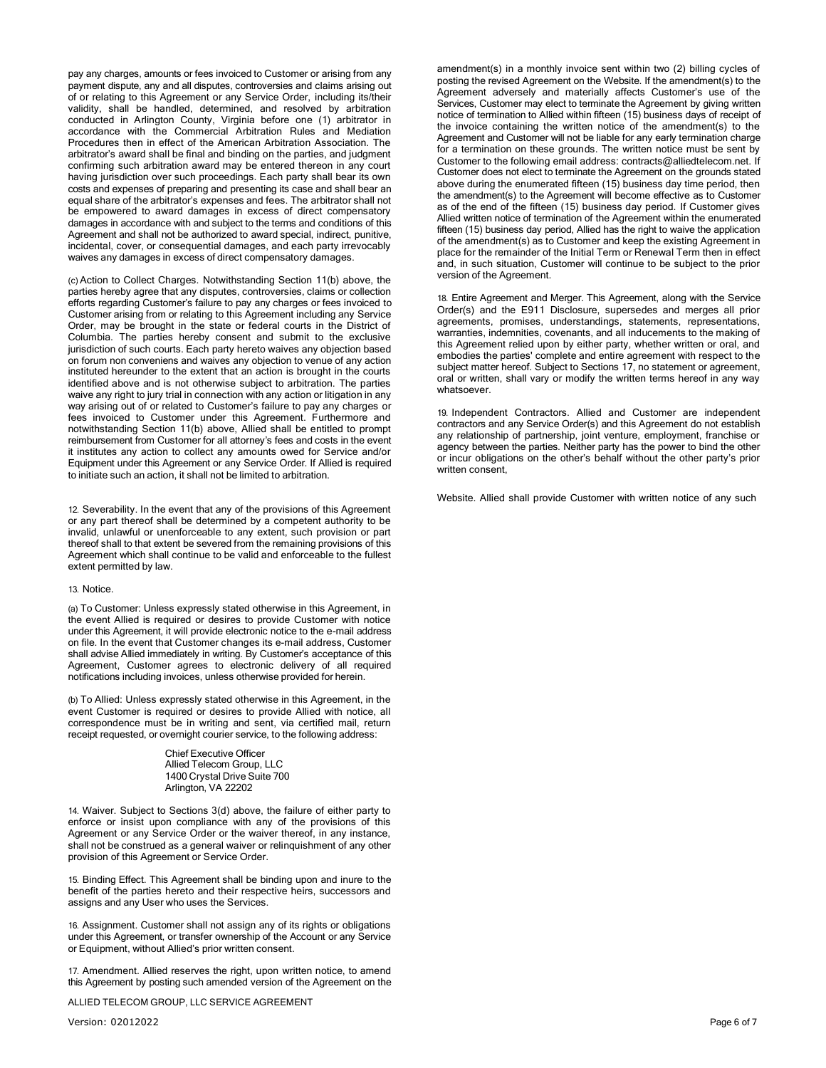pay any charges, amounts or fees invoiced to Customer or arising from any payment dispute, any and all disputes, controversies and claims arising out of or relating to this Agreement or any Service Order, including its/their validity, shall be handled, determined, and resolved by arbitration conducted in Arlington County, Virginia before one (1) arbitrator in accordance with the Commercial Arbitration Rules and Mediation Procedures then in effect of the American Arbitration Association. The arbitrator's award shall be final and binding on the parties, and judgment confirming such arbitration award may be entered thereon in any court having jurisdiction over such proceedings. Each party shall bear its own costs and expenses of preparing and presenting its case and shall bear an equal share of the arbitrator's expenses and fees. The arbitrator shall not be empowered to award damages in excess of direct compensatory damages in accordance with and subject to the terms and conditions of this Agreement and shall not be authorized to award special, indirect, punitive, incidental, cover, or consequential damages, and each party irrevocably waives any damages in excess of direct compensatory damages.

(c) Action to Collect Charges. Notwithstanding Section 11(b) above, the parties hereby agree that any disputes, controversies, claims or collection efforts regarding Customer's failure to pay any charges or fees invoiced to Customer arising from or relating to this Agreement including any Service Order, may be brought in the state or federal courts in the District of Columbia. The parties hereby consent and submit to the exclusive jurisdiction of such courts. Each party hereto waives any objection based on forum non conveniens and waives any objection to venue of any action instituted hereunder to the extent that an action is brought in the courts identified above and is not otherwise subject to arbitration. The parties waive any right to jury trial in connection with any action or litigation in any way arising out of or related to Customer's failure to pay any charges or fees invoiced to Customer under this Agreement. Furthermore and notwithstanding Section 11(b) above, Allied shall be entitled to prompt reimbursement from Customer for all attorney's fees and costs in the event it institutes any action to collect any amounts owed for Service and/or Equipment under this Agreement or any Service Order. If Allied is required to initiate such an action, it shall not be limited to arbitration.

12. Severability. In the event that any of the provisions of this Agreement or any part thereof shall be determined by a competent authority to be invalid, unlawful or unenforceable to any extent, such provision or part thereof shall to that extent be severed from the remaining provisions of this Agreement which shall continue to be valid and enforceable to the fullest extent permitted by law.

13. Notice.

(a) To Customer: Unless expressly stated otherwise in this Agreement, in the event Allied is required or desires to provide Customer with notice under this Agreement, it will provide electronic notice to the e-mail address on file. In the event that Customer changes its e-mail address, Customer shall advise Allied immediately in writing. By Customer's acceptance of this Agreement, Customer agrees to electronic delivery of all required notifications including invoices, unless otherwise provided for herein.

(b) To Allied: Unless expressly stated otherwise in this Agreement, in the event Customer is required or desires to provide Allied with notice, all correspondence must be in writing and sent, via certified mail, return receipt requested, or overnight courier service, to the following address:

Chief Executive Officer
Allied Telecom Group, LLC
1400 Crystal Drive Suite 700
Arlington, VA 22202

14. Waiver. Subject to Sections 3(d) above, the failure of either party to enforce or insist upon compliance with any of the provisions of this Agreement or any Service Order or the waiver thereof, in any instance, shall not be construed as a general waiver or relinquishment of any other provision of this Agreement or Service Order.

15. Binding Effect. This Agreement shall be binding upon and inure to the benefit of the parties hereto and their respective heirs, successors and assigns and any User who uses the Services.

16. Assignment. Customer shall not assign any of its rights or obligations under this Agreement, or transfer ownership of the Account or any Service or Equipment, without Allied's prior written consent.

17. Amendment. Allied reserves the right, upon written notice, to amend this Agreement by posting such amended version of the Agreement on the Website. Allied shall provide Customer with written notice of any such amendment(s) in a monthly invoice sent within two (2) billing cycles of posting the revised Agreement on the Website. If the amendment(s) to the Agreement adversely and materially affects Customer's use of the Services, Customer may elect to terminate the Agreement by giving written notice of termination to Allied within fifteen (15) business days of receipt of the invoice containing the written notice of the amendment(s) to the Agreement and Customer will not be liable for any early termination charge for a termination on these grounds. The written notice must be sent by Customer to the following email address: contracts@alliedtelecom.net. If Customer does not elect to terminate the Agreement on the grounds stated above during the enumerated fifteen (15) business day time period, then the amendment(s) to the Agreement will become effective as to Customer as of the end of the fifteen (15) business day period. If Customer gives Allied written notice of termination of the Agreement within the enumerated fifteen (15) business day period, Allied has the right to waive the application of the amendment(s) as to Customer and keep the existing Agreement in place for the remainder of the Initial Term or Renewal Term then in effect and, in such situation, Customer will continue to be subject to the prior version of the Agreement.

18. Entire Agreement and Merger. This Agreement, along with the Service Order(s) and the E911 Disclosure, supersedes and merges all prior agreements, promises, understandings, statements, representations, warranties, indemnities, covenants, and all inducements to the making of this Agreement relied upon by either party, whether written or oral, and embodies the parties' complete and entire agreement with respect to the subject matter hereof. Subject to Sections 17, no statement or agreement, oral or written, shall vary or modify the written terms hereof in any way whatsoever.

19. Independent Contractors. Allied and Customer are independent contractors and any Service Order(s) and this Agreement do not establish any relationship of partnership, joint venture, employment, franchise or agency between the parties. Neither party has the power to bind the other or incur obligations on the other's behalf without the other party's prior written consent,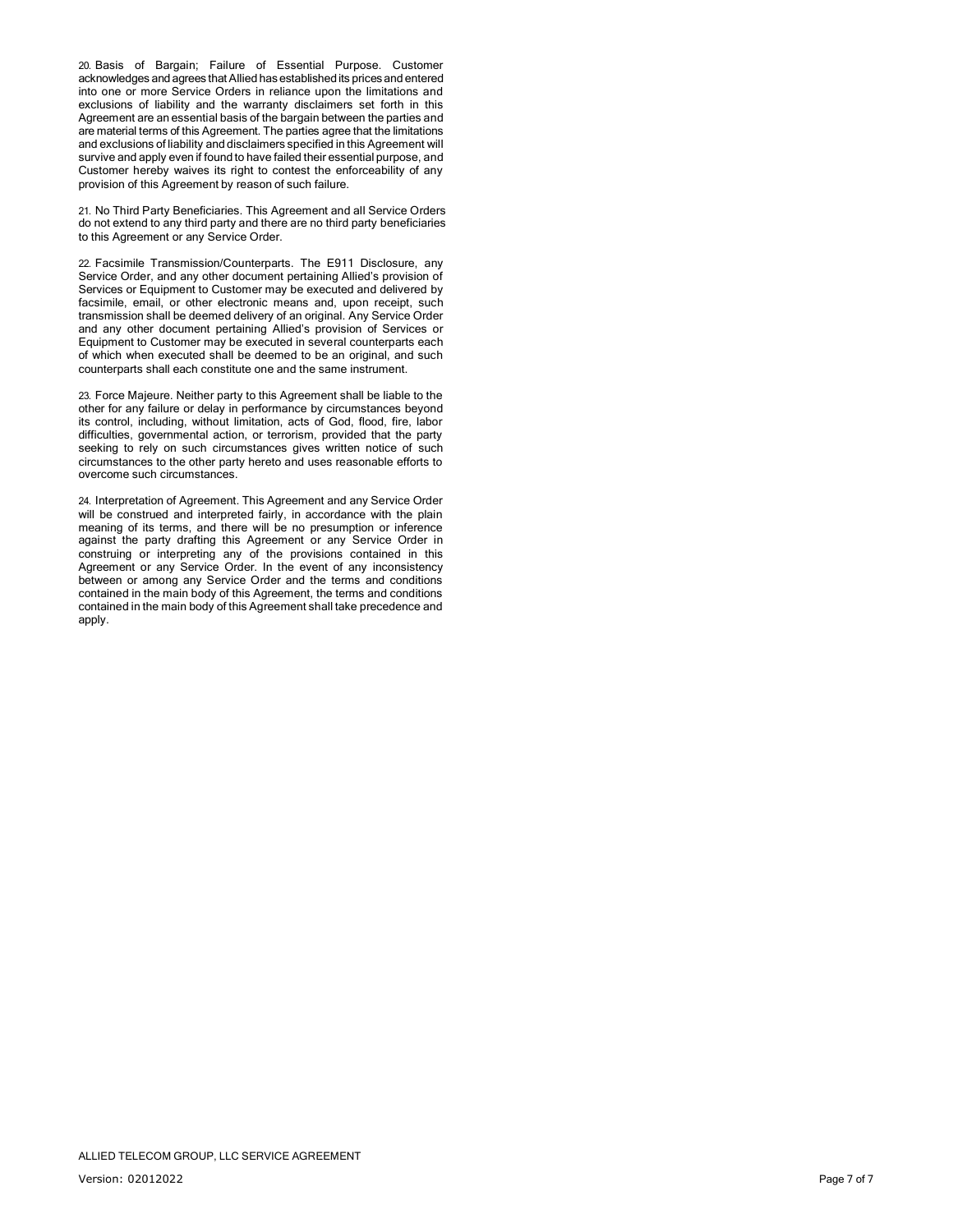20. Basis of Bargain; Failure of Essential Purpose. Customer acknowledges and agrees that Allied has established its prices and entered into one or more Service Orders in reliance upon the limitations and exclusions of liability and the warranty disclaimers set forth in this Agreement are an essential basis of the bargain between the parties and are material terms of this Agreement. The parties agree that the limitations and exclusions of liability and disclaimers specified in this Agreement will survive and apply even if found to have failed their essential purpose, and Customer hereby waives its right to contest the enforceability of any provision of this Agreement by reason of such failure.

21. No Third Party Beneficiaries. This Agreement and all Service Orders do not extend to any third party and there are no third party beneficiaries to this Agreement or any Service Order.

22. Facsimile Transmission/Counterparts. The E911 Disclosure, any Service Order, and any other document pertaining Allied's provision of Services or Equipment to Customer may be executed and delivered by facsimile, email, or other electronic means and, upon receipt, such transmission shall be deemed delivery of an original. Any Service Order and any other document pertaining Allied's provision of Services or Equipment to Customer may be executed in several counterparts each of which when executed shall be deemed to be an original, and such counterparts shall each constitute one and the same instrument.

23. Force Majeure. Neither party to this Agreement shall be liable to the other for any failure or delay in performance by circumstances beyond its control, including, without limitation, acts of God, flood, fire, labor difficulties, governmental action, or terrorism, provided that the party seeking to rely on such circumstances gives written notice of such circumstances to the other party hereto and uses reasonable efforts to overcome such circumstances.

24. Interpretation of Agreement. This Agreement and any Service Order will be construed and interpreted fairly, in accordance with the plain meaning of its terms, and there will be no presumption or inference against the party drafting this Agreement or any Service Order in construing or interpreting any of the provisions contained in this Agreement or any Service Order. In the event of any inconsistency between or among any Service Order and the terms and conditions contained in the main body of this Agreement, the terms and conditions contained in the main body of this Agreement shall take precedence and apply.